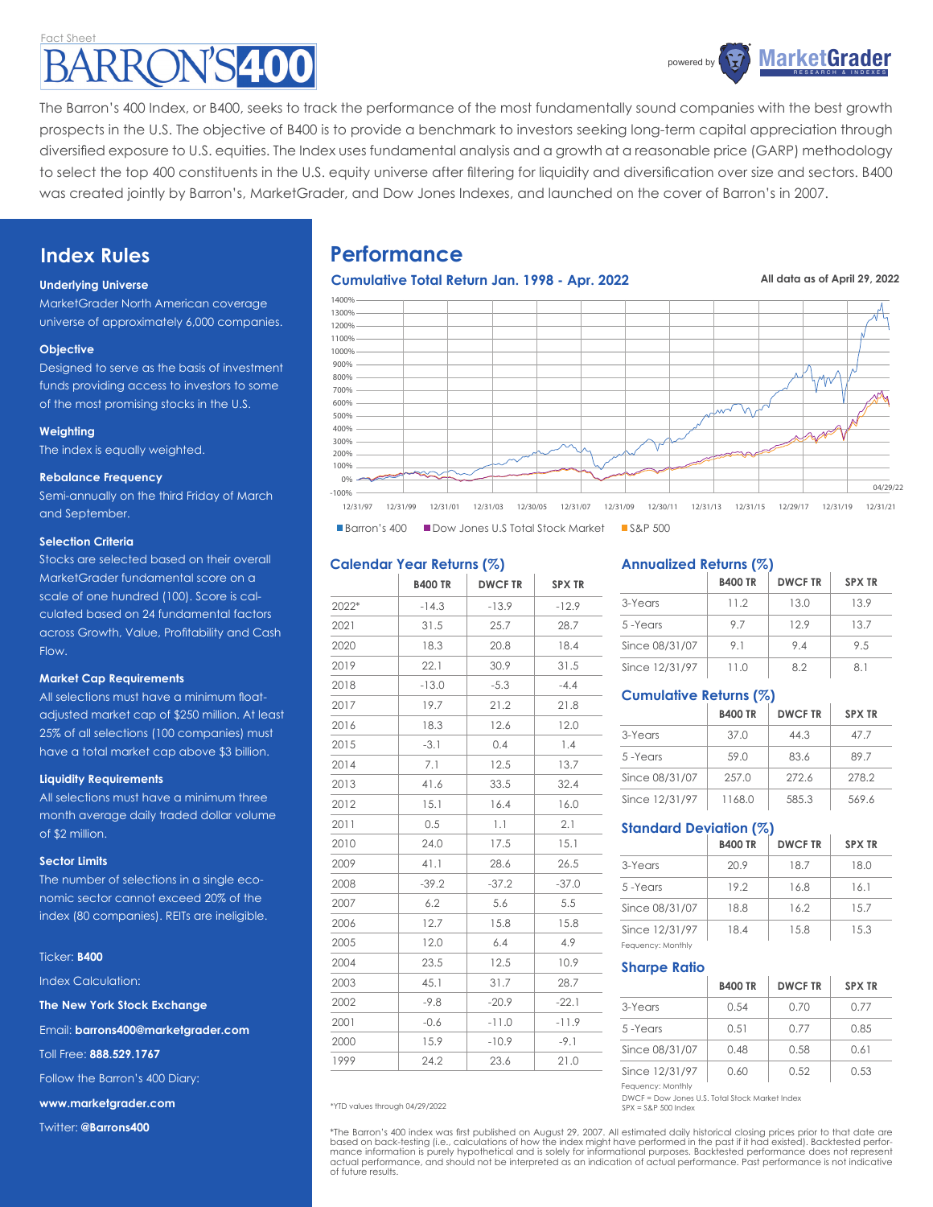Fact Sheet

# BARRON'S 400

powered by MarketGrader RESEARCH & INDEXES

The Barron's 400 Index, or B400, seeks to track the performance of the most fundamentally sound companies with the best growth prospects in the U.S. The objective of B400 is to provide a benchmark to investors seeking long-term capital appreciation through diversified exposure to U.S. equities. The Index uses fundamental analysis and a growth at a reasonable price (GARP) methodology to select the top 400 constituents in the U.S. equity universe after filtering for liquidity and diversification over size and sectors. B400 was created jointly by Barron's, MarketGrader, and Dow Jones Indexes, and launched on the cover of Barron's in 2007.

## Index Rules

**Underlying Universe**

MarketGrader North American coverage universe of approximately 6,000 companies.

**Objective**

Designed to serve as the basis of investment funds providing access to investors to some of the most promising stocks in the U.S.

**Weighting**

The index is equally weighted.

**Rebalance Frequency**

Semi-annually on the third Friday of March and September.

**Selection Criteria**

Stocks are selected based on their overall MarketGrader fundamental score on a scale of one hundred (100). Score is calculated based on 24 fundamental factors across Growth, Value, Profitability and Cash Flow.

**Market Cap Requirements**

All selections must have a minimum float-adjusted market cap of $250 million. At least 25% of all selections (100 companies) must have a total market cap above $3 billion.

**Liquidity Requirements**

All selections must have a minimum three month average daily traded dollar volume of $2 million.

**Sector Limits**

The number of selections in a single economic sector cannot exceed 20% of the index (80 companies). REITs are ineligible.

Ticker: **B400**

Index Calculation:

**The New York Stock Exchange**

Email: **barrons400@marketgrader.com**

Toll Free: **888.529.1767**

Follow the Barron's 400 Diary:

**www.marketgrader.com**

Twitter: **@Barrons400**

## Performance

### Cumulative Total Return Jan. 1998 - Apr. 2022

**All data as of April 29, 2022**

Barron's 400 | Dow Jones U.S Total Stock Market | S&P 500

### Calendar Year Returns (%)

| | B400 TR | DWCF TR | SPX TR |
|---|---|---|---|
| 2022* | -14.3 | -13.9 | -12.9 |
| 2021 | 31.5 | 25.7 | 28.7 |
| 2020 | 18.3 | 20.8 | 18.4 |
| 2019 | 22.1 | 30.9 | 31.5 |
| 2018 | -13.0 | -5.3 | -4.4 |
| 2017 | 19.7 | 21.2 | 21.8 |
| 2016 | 18.3 | 12.6 | 12.0 |
| 2015 | -3.1 | 0.4 | 1.4 |
| 2014 | 7.1 | 12.5 | 13.7 |
| 2013 | 41.6 | 33.5 | 32.4 |
| 2012 | 15.1 | 16.4 | 16.0 |
| 2011 | 0.5 | 1.1 | 2.1 |
| 2010 | 24.0 | 17.5 | 15.1 |
| 2009 | 41.1 | 28.6 | 26.5 |
| 2008 | -39.2 | -37.2 | -37.0 |
| 2007 | 6.2 | 5.6 | 5.5 |
| 2006 | 12.7 | 15.8 | 15.8 |
| 2005 | 12.0 | 6.4 | 4.9 |
| 2004 | 23.5 | 12.5 | 10.9 |
| 2003 | 45.1 | 31.7 | 28.7 |
| 2002 | -9.8 | -20.9 | -22.1 |
| 2001 | -0.6 | -11.0 | -11.9 |
| 2000 | 15.9 | -10.9 | -9.1 |
| 1999 | 24.2 | 23.6 | 21.0 |

*YTD values through 04/29/2022

### Annualized Returns (%)

| | B400 TR | DWCF TR | SPX TR |
|---|---|---|---|
| 3-Years | 11.2 | 13.0 | 13.9 |
| 5 -Years | 9.7 | 12.9 | 13.7 |
| Since 08/31/07 | 9.1 | 9.4 | 9.5 |
| Since 12/31/97 | 11.0 | 8.2 | 8.1 |

### Cumulative Returns (%)

| | B400 TR | DWCF TR | SPX TR |
|---|---|---|---|
| 3-Years | 37.0 | 44.3 | 47.7 |
| 5 -Years | 59.0 | 83.6 | 89.7 |
| Since 08/31/07 | 257.0 | 272.6 | 278.2 |
| Since 12/31/97 | 1168.0 | 585.3 | 569.6 |

### Standard Deviation (%)

| | B400 TR | DWCF TR | SPX TR |
|---|---|---|---|
| 3-Years | 20.9 | 18.7 | 18.0 |
| 5 -Years | 19.2 | 16.8 | 16.1 |
| Since 08/31/07 | 18.8 | 16.2 | 15.7 |
| Since 12/31/97 | 18.4 | 15.8 | 15.3 |

Fequency: Monthly

### Sharpe Ratio

| | B400 TR | DWCF TR | SPX TR |
|---|---|---|---|
| 3-Years | 0.54 | 0.70 | 0.77 |
| 5 -Years | 0.51 | 0.77 | 0.85 |
| Since 08/31/07 | 0.48 | 0.58 | 0.61 |
| Since 12/31/97 | 0.60 | 0.52 | 0.53 |

Fequency: Monthly

DWCF = Dow Jones U.S. Total Stock Market Index
SPX = S&P 500 Index

*The Barron's 400 index was first published on August 29, 2007. All estimated daily historical closing prices prior to that date are based on back-testing (i.e., calculations of how the index might have performed in the past if it had existed). Backtested performance information is purely hypothetical and is solely for informational purposes. Backtested performance does not represent actual performance, and should not be interpreted as an indication of actual performance. Past performance is not indicative of future results.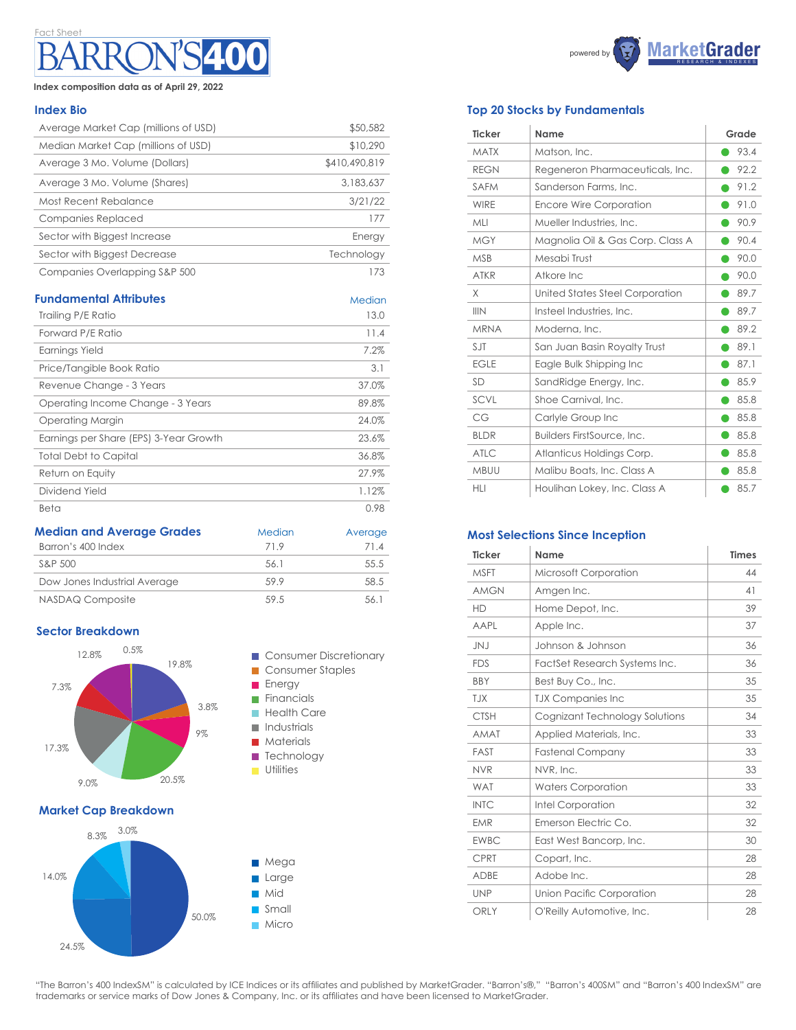Fact Sheet

# BARRON'S 400

powered by MarketGrader RESEARCH & INDEXES

**Index composition data as of April 29, 2022**

## Index Bio

| | |
|---|---|
| Average Market Cap (millions of USD) | $50,582 |
| Median Market Cap (millions of USD) | $10,290 |
| Average 3 Mo. Volume (Dollars) | $410,490,819 |
| Average 3 Mo. Volume (Shares) | 3,183,637 |
| Most Recent Rebalance | 3/21/22 |
| Companies Replaced | 177 |
| Sector with Biggest Increase | Energy |
| Sector with Biggest Decrease | Technology |
| Companies Overlapping S&P 500 | 173 |

## Fundamental Attributes

| | Median |
|---|---|
| Trailing P/E Ratio | 13.0 |
| Forward P/E Ratio | 11.4 |
| Earnings Yield | 7.2% |
| Price/Tangible Book Ratio | 3.1 |
| Revenue Change - 3 Years | 37.0% |
| Operating Income Change - 3 Years | 89.8% |
| Operating Margin | 24.0% |
| Earnings per Share (EPS) 3-Year Growth | 23.6% |
| Total Debt to Capital | 36.8% |
| Return on Equity | 27.9% |
| Dividend Yield | 1.12% |
| Beta | 0.98 |

## Median and Average Grades

| | Median | Average |
|---|---|---|
| Barron's 400 Index | 71.9 | 71.4 |
| S&P 500 | 56.1 | 55.5 |
| Dow Jones Industrial Average | 59.9 | 58.5 |
| NASDAQ Composite | 59.5 | 56.1 |

## Sector Breakdown

12.8%
0.5%
19.8%
7.3%
3.8%
9%
17.3%
9.0%
20.5%

Consumer Discretionary
Consumer Staples
Energy
Financials
Health Care
Industrials
Materials
Technology
Utilities

## Market Cap Breakdown

8.3%
3.0%
14.0%
50.0%
24.5%

Mega
Large
Mid
Small
Micro

## Top 20 Stocks by Fundamentals

| Ticker | Name | Grade |
|---|---|---|
| MATX | Matson, Inc. | 93.4 |
| REGN | Regeneron Pharmaceuticals, Inc. | 92.2 |
| SAFM | Sanderson Farms, Inc. | 91.2 |
| WIRE | Encore Wire Corporation | 91.0 |
| MLI | Mueller Industries, Inc. | 90.9 |
| MGY | Magnolia Oil & Gas Corp. Class A | 90.4 |
| MSB | Mesabi Trust | 90.0 |
| ATKR | Atkore Inc | 90.0 |
| X | United States Steel Corporation | 89.7 |
| IIIN | Insteel Industries, Inc. | 89.7 |
| MRNA | Moderna, Inc. | 89.2 |
| SJT | San Juan Basin Royalty Trust | 89.1 |
| EGLE | Eagle Bulk Shipping Inc | 87.1 |
| SD | SandRidge Energy, Inc. | 85.9 |
| SCVL | Shoe Carnival, Inc. | 85.8 |
| CG | Carlyle Group Inc | 85.8 |
| BLDR | Builders FirstSource, Inc. | 85.8 |
| ATLC | Atlanticus Holdings Corp. | 85.8 |
| MBUU | Malibu Boats, Inc. Class A | 85.8 |
| HLI | Houlihan Lokey, Inc. Class A | 85.7 |

## Most Selections Since Inception

| Ticker | Name | Times |
|---|---|---|
| MSFT | Microsoft Corporation | 44 |
| AMGN | Amgen Inc. | 41 |
| HD | Home Depot, Inc. | 39 |
| AAPL | Apple Inc. | 37 |
| JNJ | Johnson & Johnson | 36 |
| FDS | FactSet Research Systems Inc. | 36 |
| BBY | Best Buy Co., Inc. | 35 |
| TJX | TJX Companies Inc | 35 |
| CTSH | Cognizant Technology Solutions | 34 |
| AMAT | Applied Materials, Inc. | 33 |
| FAST | Fastenal Company | 33 |
| NVR | NVR, Inc. | 33 |
| WAT | Waters Corporation | 33 |
| INTC | Intel Corporation | 32 |
| EMR | Emerson Electric Co. | 32 |
| EWBC | East West Bancorp, Inc. | 30 |
| CPRT | Copart, Inc. | 28 |
| ADBE | Adobe Inc. | 28 |
| UNP | Union Pacific Corporation | 28 |
| ORLY | O'Reilly Automotive, Inc. | 28 |

"The Barron's 400 IndexSM" is calculated by ICE Indices or its affiliates and published by MarketGrader. "Barron's®," "Barron's 400SM" and "Barron's 400 IndexSM" are trademarks or service marks of Dow Jones & Company, Inc. or its affiliates and have been licensed to MarketGrader.